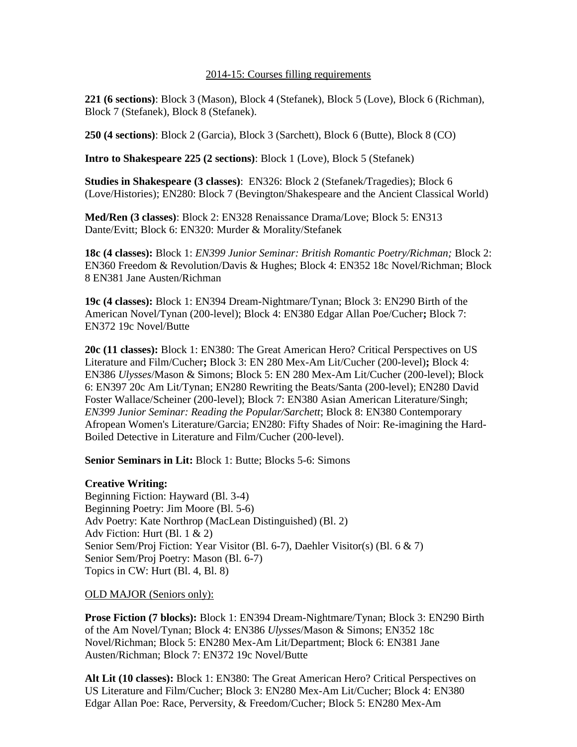2014-15: Courses filling requirements

**221 (6 sections)**: Block 3 (Mason), Block 4 (Stefanek), Block 5 (Love), Block 6 (Richman), Block 7 (Stefanek), Block 8 (Stefanek).

**250 (4 sections)**: Block 2 (Garcia), Block 3 (Sarchett), Block 6 (Butte), Block 8 (CO)

**Intro to Shakespeare 225 (2 sections)**: Block 1 (Love), Block 5 (Stefanek)

**Studies in Shakespeare (3 classes)**: EN326: Block 2 (Stefanek/Tragedies); Block 6 (Love/Histories); EN280: Block 7 (Bevington/Shakespeare and the Ancient Classical World)

**Med/Ren (3 classes)**: Block 2: EN328 Renaissance Drama/Love; Block 5: EN313 Dante/Evitt; Block 6: EN320: Murder & Morality/Stefanek

**18c (4 classes):** Block 1: *EN399 Junior Seminar: British Romantic Poetry/Richman;* Block 2: EN360 Freedom & Revolution/Davis & Hughes; Block 4: EN352 18c Novel/Richman; Block 8 EN381 Jane Austen/Richman

**19c (4 classes):** Block 1: EN394 Dream-Nightmare/Tynan; Block 3: EN290 Birth of the American Novel/Tynan (200-level); Block 4: EN380 Edgar Allan Poe/Cucher**;** Block 7: EN372 19c Novel/Butte

**20c (11 classes):** Block 1: EN380: The Great American Hero? Critical Perspectives on US Literature and Film/Cucher**;** Block 3: EN 280 Mex-Am Lit/Cucher (200-level)**;** Block 4: EN386 *Ulysses*/Mason & Simons; Block 5: EN 280 Mex-Am Lit/Cucher (200-level); Block 6: EN397 20c Am Lit/Tynan; EN280 Rewriting the Beats/Santa (200-level); EN280 David Foster Wallace/Scheiner (200-level); Block 7: EN380 Asian American Literature/Singh; *EN399 Junior Seminar: Reading the Popular/Sarchett*; Block 8: EN380 Contemporary Afropean Women's Literature/Garcia; EN280: Fifty Shades of Noir: Re-imagining the Hard-Boiled Detective in Literature and Film/Cucher (200-level).

**Senior Seminars in Lit:** Block 1: Butte; Blocks 5-6: Simons

**Creative Writing:**
Beginning Fiction: Hayward (Bl. 3-4)
Beginning Poetry: Jim Moore (Bl. 5-6)
Adv Poetry: Kate Northrop (MacLean Distinguished) (Bl. 2)
Adv Fiction: Hurt (Bl. 1 & 2)
Senior Sem/Proj Fiction: Year Visitor (Bl. 6-7), Daehler Visitor(s) (Bl. 6 & 7)
Senior Sem/Proj Poetry: Mason (Bl. 6-7)
Topics in CW: Hurt (Bl. 4, Bl. 8)

OLD MAJOR (Seniors only):

**Prose Fiction (7 blocks):** Block 1: EN394 Dream-Nightmare/Tynan; Block 3: EN290 Birth of the Am Novel/Tynan; Block 4: EN386 *Ulysses*/Mason & Simons; EN352 18c Novel/Richman; Block 5: EN280 Mex-Am Lit/Department; Block 6: EN381 Jane Austen/Richman; Block 7: EN372 19c Novel/Butte

**Alt Lit (10 classes):** Block 1: EN380: The Great American Hero? Critical Perspectives on US Literature and Film/Cucher; Block 3: EN280 Mex-Am Lit/Cucher; Block 4: EN380 Edgar Allan Poe: Race, Perversity, & Freedom/Cucher; Block 5: EN280 Mex-Am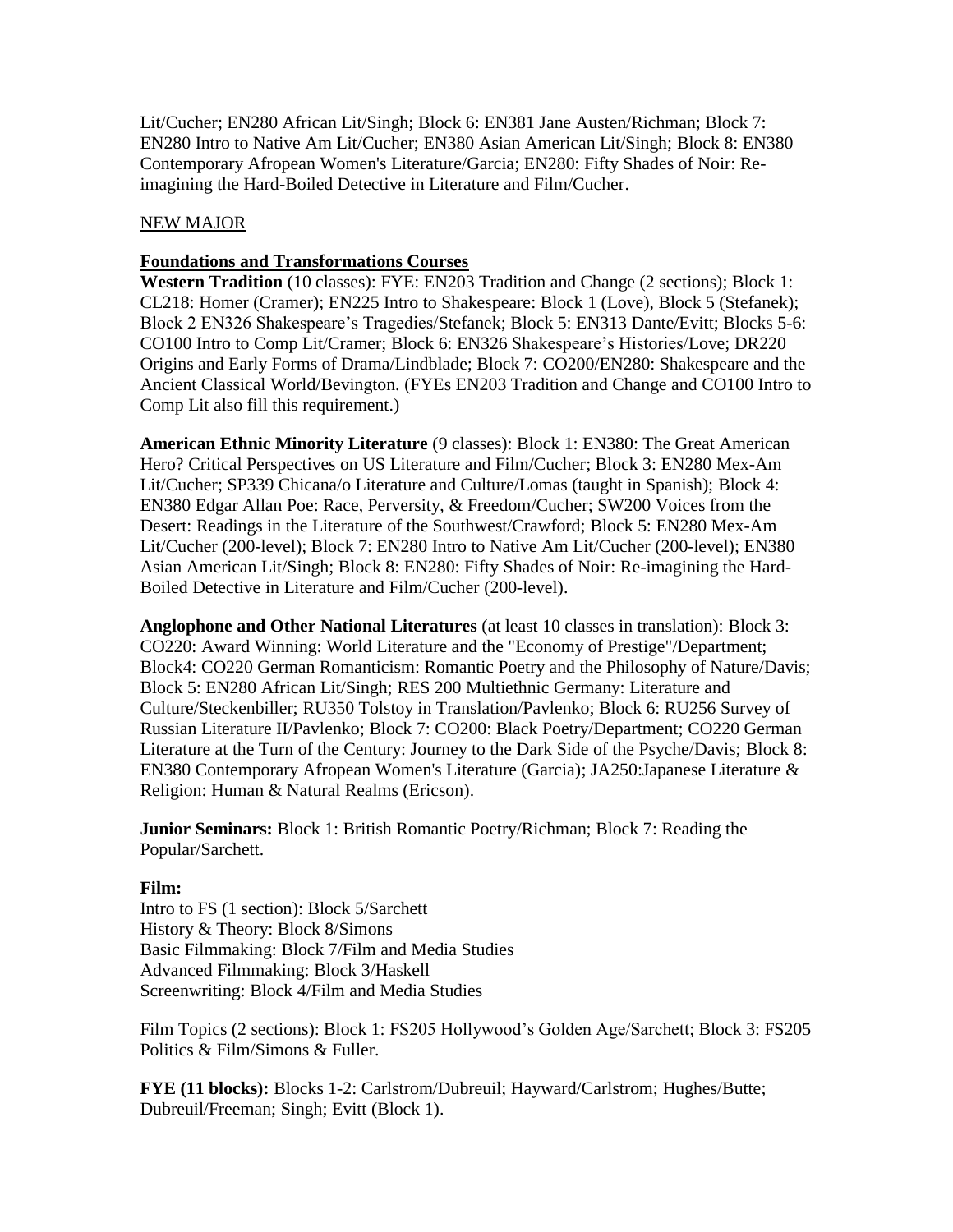Lit/Cucher; EN280 African Lit/Singh; Block 6: EN381 Jane Austen/Richman; Block 7: EN280 Intro to Native Am Lit/Cucher; EN380 Asian American Lit/Singh; Block 8: EN380 Contemporary Afropean Women's Literature/Garcia; EN280: Fifty Shades of Noir: Re-imagining the Hard-Boiled Detective in Literature and Film/Cucher.

NEW MAJOR

**Foundations and Transformations Courses**

**Western Tradition** (10 classes): FYE: EN203 Tradition and Change (2 sections); Block 1: CL218: Homer (Cramer); EN225 Intro to Shakespeare: Block 1 (Love), Block 5 (Stefanek); Block 2 EN326 Shakespeare's Tragedies/Stefanek; Block 5: EN313 Dante/Evitt; Blocks 5-6: CO100 Intro to Comp Lit/Cramer; Block 6: EN326 Shakespeare's Histories/Love; DR220 Origins and Early Forms of Drama/Lindblade; Block 7: CO200/EN280: Shakespeare and the Ancient Classical World/Bevington. (FYEs EN203 Tradition and Change and CO100 Intro to Comp Lit also fill this requirement.)

**American Ethnic Minority Literature** (9 classes): Block 1: EN380: The Great American Hero? Critical Perspectives on US Literature and Film/Cucher; Block 3: EN280 Mex-Am Lit/Cucher; SP339 Chicana/o Literature and Culture/Lomas (taught in Spanish); Block 4: EN380 Edgar Allan Poe: Race, Perversity, & Freedom/Cucher; SW200 Voices from the Desert: Readings in the Literature of the Southwest/Crawford; Block 5: EN280 Mex-Am Lit/Cucher (200-level); Block 7: EN280 Intro to Native Am Lit/Cucher (200-level); EN380 Asian American Lit/Singh; Block 8: EN280: Fifty Shades of Noir: Re-imagining the Hard-Boiled Detective in Literature and Film/Cucher (200-level).

**Anglophone and Other National Literatures** (at least 10 classes in translation): Block 3: CO220: Award Winning: World Literature and the "Economy of Prestige"/Department; Block4: CO220 German Romanticism: Romantic Poetry and the Philosophy of Nature/Davis; Block 5: EN280 African Lit/Singh; RES 200 Multiethnic Germany: Literature and Culture/Steckenbiller; RU350 Tolstoy in Translation/Pavlenko; Block 6: RU256 Survey of Russian Literature II/Pavlenko; Block 7: CO200: Black Poetry/Department; CO220 German Literature at the Turn of the Century: Journey to the Dark Side of the Psyche/Davis; Block 8: EN380 Contemporary Afropean Women's Literature (Garcia); JA250:Japanese Literature & Religion: Human & Natural Realms (Ericson).

**Junior Seminars:** Block 1: British Romantic Poetry/Richman; Block 7: Reading the Popular/Sarchett.

**Film:**

Intro to FS (1 section): Block 5/Sarchett
History & Theory: Block 8/Simons
Basic Filmmaking: Block 7/Film and Media Studies
Advanced Filmmaking: Block 3/Haskell
Screenwriting: Block 4/Film and Media Studies

Film Topics (2 sections): Block 1: FS205 Hollywood's Golden Age/Sarchett; Block 3: FS205 Politics & Film/Simons & Fuller.

**FYE (11 blocks):** Blocks 1-2: Carlstrom/Dubreuil; Hayward/Carlstrom; Hughes/Butte; Dubreuil/Freeman; Singh; Evitt (Block 1).